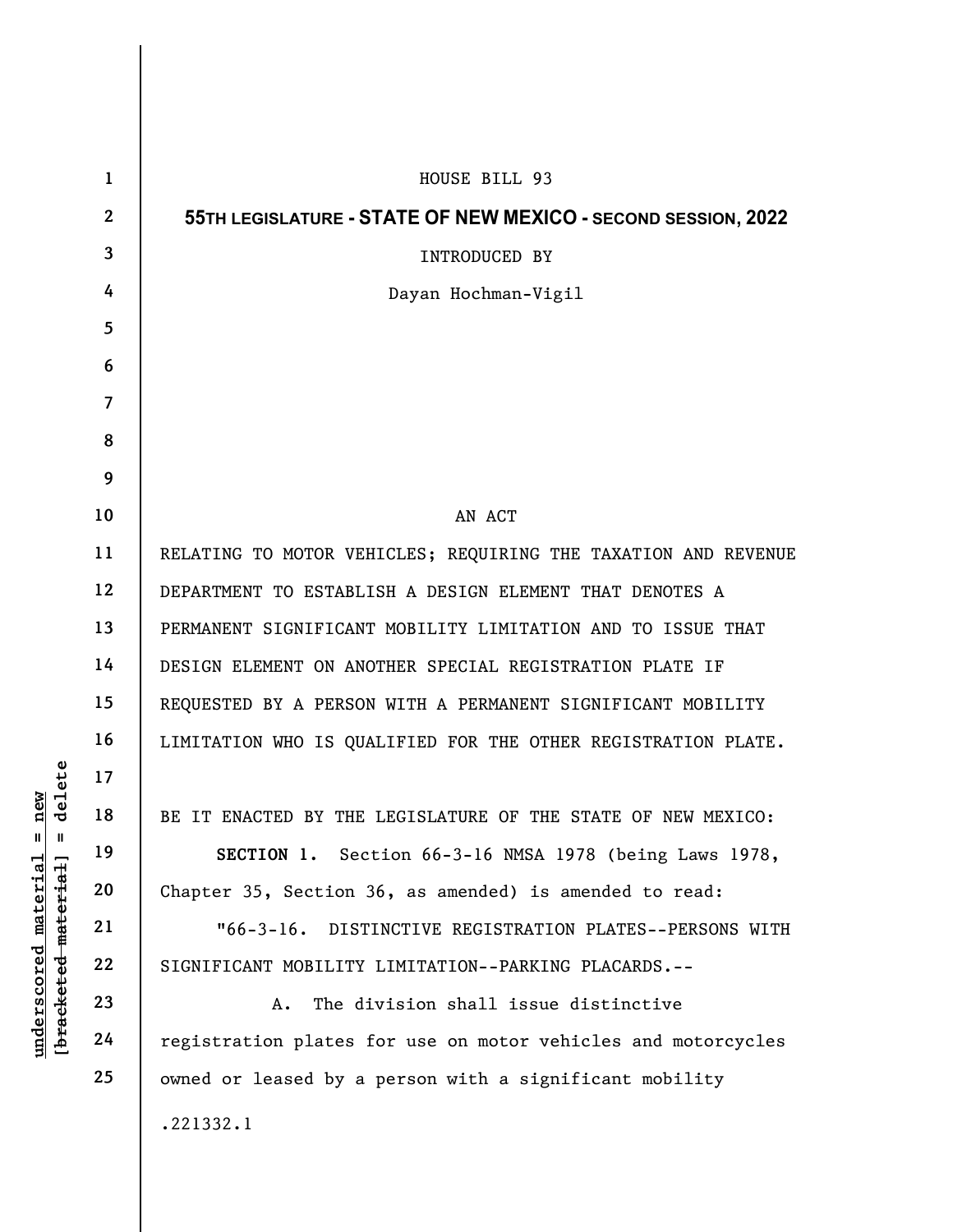HOUSE BILL 93

**55TH LEGISLATURE - STATE OF NEW MEXICO - SECOND SESSION, 2022**

INTRODUCED BY

Dayan Hochman-Vigil

AN ACT

RELATING TO MOTOR VEHICLES; REQUIRING THE TAXATION AND REVENUE DEPARTMENT TO ESTABLISH A DESIGN ELEMENT THAT DENOTES A PERMANENT SIGNIFICANT MOBILITY LIMITATION AND TO ISSUE THAT DESIGN ELEMENT ON ANOTHER SPECIAL REGISTRATION PLATE IF REQUESTED BY A PERSON WITH A PERMANENT SIGNIFICANT MOBILITY LIMITATION WHO IS QUALIFIED FOR THE OTHER REGISTRATION PLATE.

BE IT ENACTED BY THE LEGISLATURE OF THE STATE OF NEW MEXICO:

**SECTION 1.** Section 66-3-16 NMSA 1978 (being Laws 1978, Chapter 35, Section 36, as amended) is amended to read:

"66-3-16. DISTINCTIVE REGISTRATION PLATES--PERSONS WITH SIGNIFICANT MOBILITY LIMITATION--PARKING PLACARDS.--

A. The division shall issue distinctive registration plates for use on motor vehicles and motorcycles owned or leased by a person with a significant mobility

.221332.1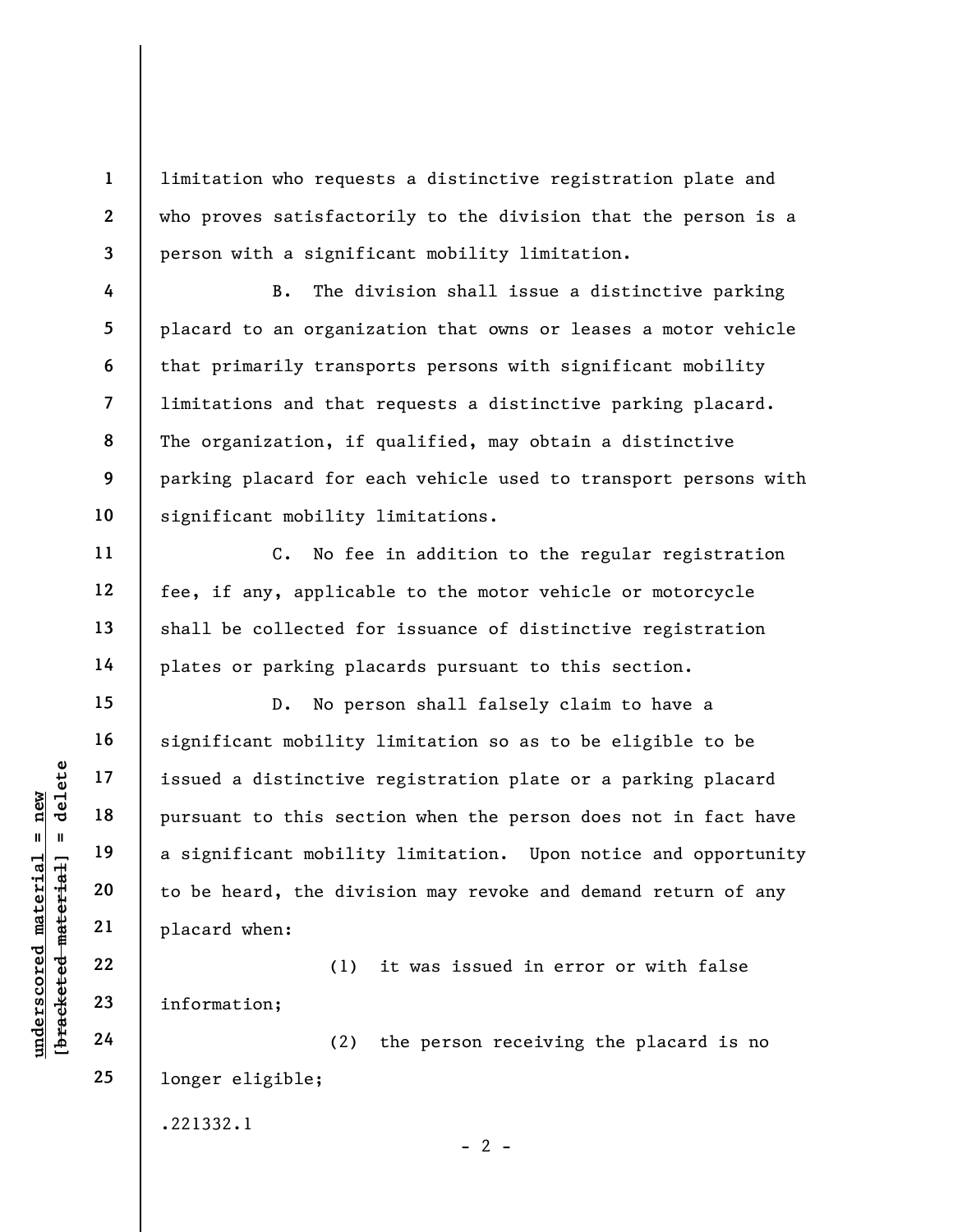limitation who requests a distinctive registration plate and who proves satisfactorily to the division that the person is a person with a significant mobility limitation.

B. The division shall issue a distinctive parking placard to an organization that owns or leases a motor vehicle that primarily transports persons with significant mobility limitations and that requests a distinctive parking placard. The organization, if qualified, may obtain a distinctive parking placard for each vehicle used to transport persons with significant mobility limitations.

C. No fee in addition to the regular registration fee, if any, applicable to the motor vehicle or motorcycle shall be collected for issuance of distinctive registration plates or parking placards pursuant to this section.

D. No person shall falsely claim to have a significant mobility limitation so as to be eligible to be issued a distinctive registration plate or a parking placard pursuant to this section when the person does not in fact have a significant mobility limitation. Upon notice and opportunity to be heard, the division may revoke and demand return of any placard when:

(1) it was issued in error or with false information;

(2) the person receiving the placard is no longer eligible;

.221332.1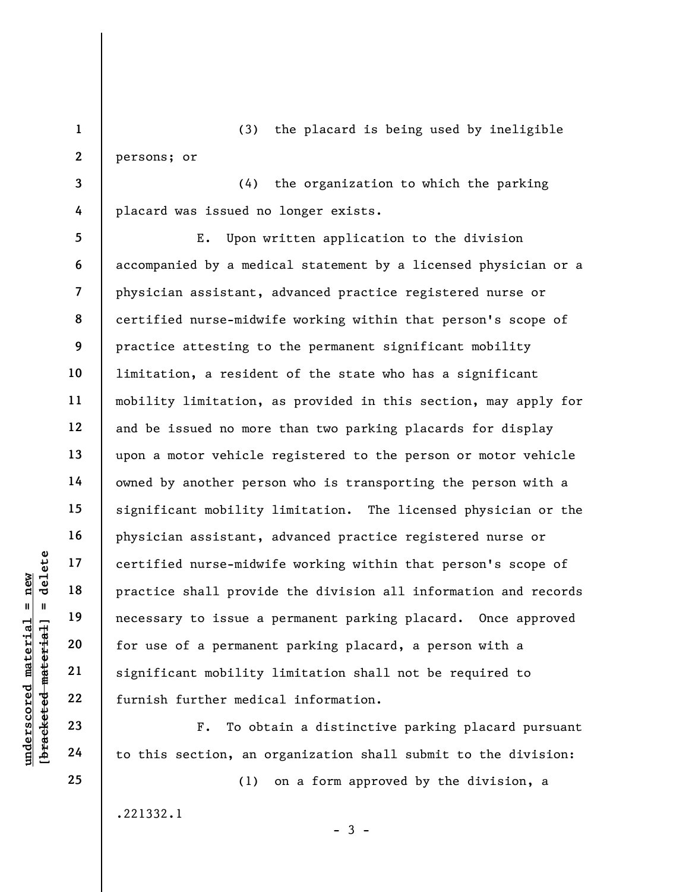(3) the placard is being used by ineligible persons; or

(4) the organization to which the parking placard was issued no longer exists.

E. Upon written application to the division accompanied by a medical statement by a licensed physician or a physician assistant, advanced practice registered nurse or certified nurse-midwife working within that person's scope of practice attesting to the permanent significant mobility limitation, a resident of the state who has a significant mobility limitation, as provided in this section, may apply for and be issued no more than two parking placards for display upon a motor vehicle registered to the person or motor vehicle owned by another person who is transporting the person with a significant mobility limitation. The licensed physician or the physician assistant, advanced practice registered nurse or certified nurse-midwife working within that person's scope of practice shall provide the division all information and records necessary to issue a permanent parking placard. Once approved for use of a permanent parking placard, a person with a significant mobility limitation shall not be required to furnish further medical information.

F. To obtain a distinctive parking placard pursuant to this section, an organization shall submit to the division:

(1) on a form approved by the division, a

.221332.1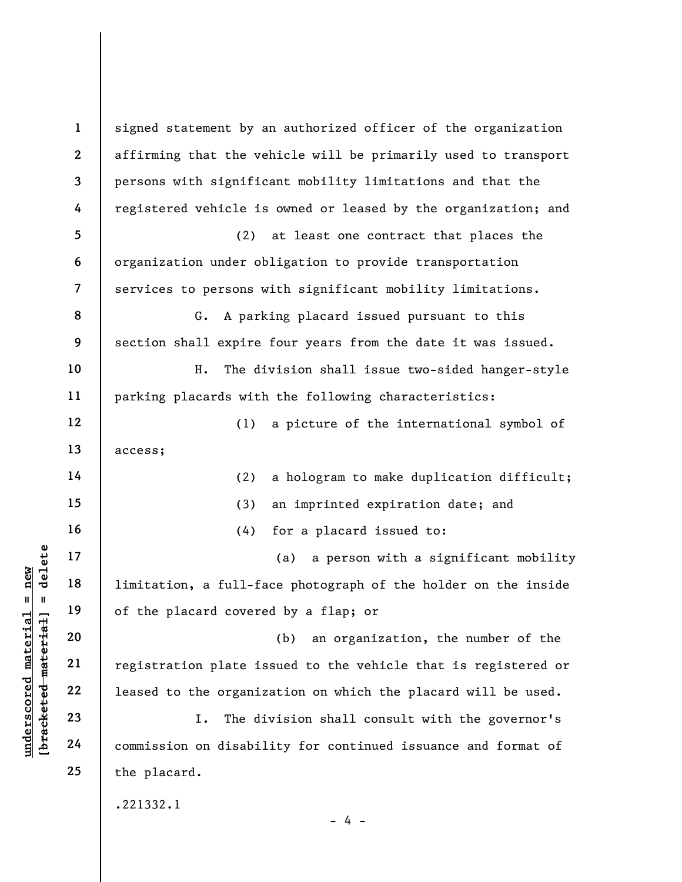signed statement by an authorized officer of the organization affirming that the vehicle will be primarily used to transport persons with significant mobility limitations and that the registered vehicle is owned or leased by the organization; and

(2) at least one contract that places the organization under obligation to provide transportation services to persons with significant mobility limitations.

G. A parking placard issued pursuant to this section shall expire four years from the date it was issued.

H. The division shall issue two-sided hanger-style parking placards with the following characteristics:

(1) a picture of the international symbol of access;

(2) a hologram to make duplication difficult;

(3) an imprinted expiration date; and

(4) for a placard issued to:

(a) a person with a significant mobility limitation, a full-face photograph of the holder on the inside of the placard covered by a flap; or

(b) an organization, the number of the registration plate issued to the vehicle that is registered or leased to the organization on which the placard will be used.

I. The division shall consult with the governor's commission on disability for continued issuance and format of the placard.

.221332.1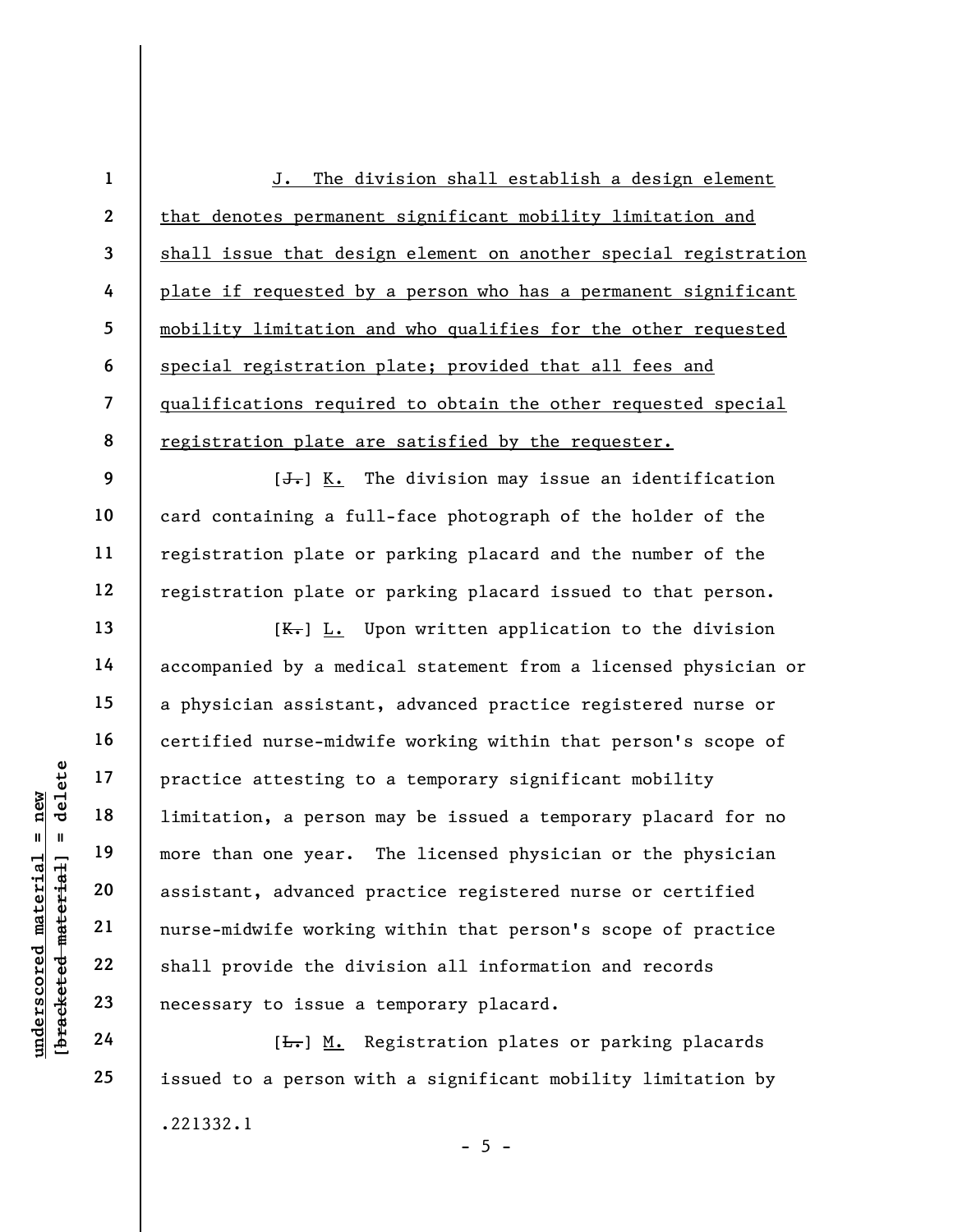<u>J. The division shall establish a design element that denotes permanent significant mobility limitation and shall issue that design element on another special registration plate if requested by a person who has a permanent significant mobility limitation and who qualifies for the other requested special registration plate; provided that all fees and qualifications required to obtain the other requested special registration plate are satisfied by the requester.</u>

[~~J.~~] <u>K.</u> The division may issue an identification card containing a full-face photograph of the holder of the registration plate or parking placard and the number of the registration plate or parking placard issued to that person.

[~~K.~~] <u>L.</u> Upon written application to the division accompanied by a medical statement from a licensed physician or a physician assistant, advanced practice registered nurse or certified nurse-midwife working within that person's scope of practice attesting to a temporary significant mobility limitation, a person may be issued a temporary placard for no more than one year. The licensed physician or the physician assistant, advanced practice registered nurse or certified nurse-midwife working within that person's scope of practice shall provide the division all information and records necessary to issue a temporary placard.

[~~L.~~] <u>M.</u> Registration plates or parking placards issued to a person with a significant mobility limitation by

.221332.1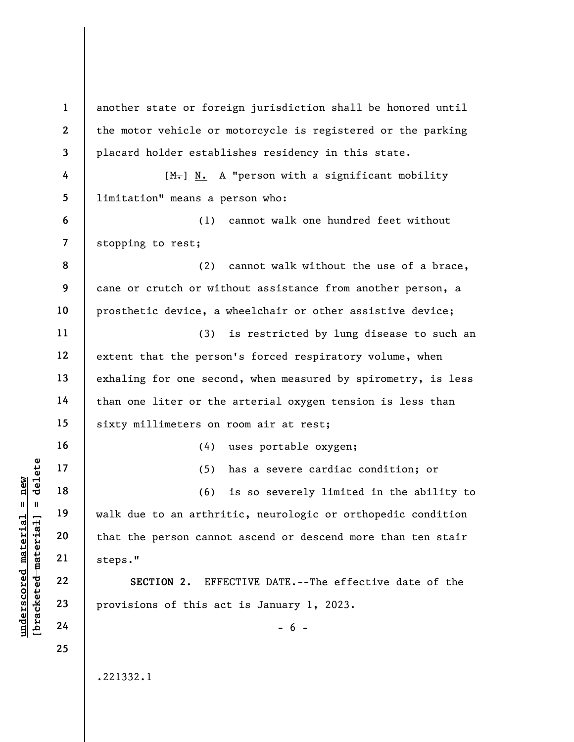another state or foreign jurisdiction shall be honored until the motor vehicle or motorcycle is registered or the parking placard holder establishes residency in this state.

[~~M.~~] <u>N.</u> A "person with a significant mobility limitation" means a person who:

(1) cannot walk one hundred feet without stopping to rest;

(2) cannot walk without the use of a brace, cane or crutch or without assistance from another person, a prosthetic device, a wheelchair or other assistive device;

(3) is restricted by lung disease to such an extent that the person's forced respiratory volume, when exhaling for one second, when measured by spirometry, is less than one liter or the arterial oxygen tension is less than sixty millimeters on room air at rest;

(4) uses portable oxygen;

(5) has a severe cardiac condition; or

(6) is so severely limited in the ability to walk due to an arthritic, neurologic or orthopedic condition that the person cannot ascend or descend more than ten stair steps."

**SECTION 2.** EFFECTIVE DATE.--The effective date of the provisions of this act is January 1, 2023.

.221332.1